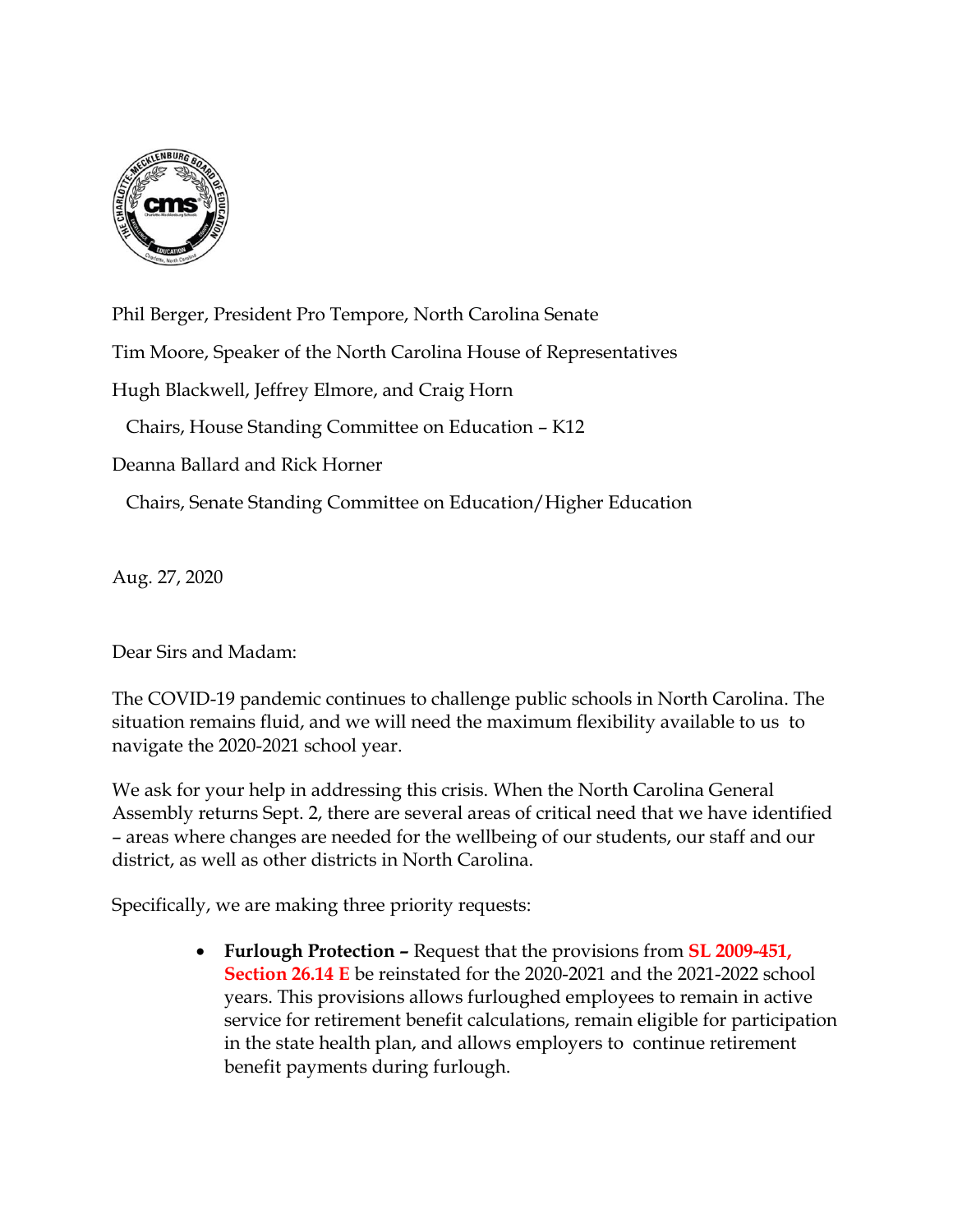Phil Berger, President Pro Tempore, North Carolina Senate

Tim Moore, Speaker of the North Carolina House of Representatives

Hugh Blackwell, Jeffrey Elmore, and Craig Horn

Chairs, House Standing Committee on Education – K12

Deanna Ballard and Rick Horner

Chairs, Senate Standing Committee on Education/Higher Education

Aug. 27, 2020

Dear Sirs and Madam:

The COVID-19 pandemic continues to challenge public schools in North Carolina. The situation remains fluid, and we will need the maximum flexibility available to us to navigate the 2020-2021 school year.

We ask for your help in addressing this crisis. When the North Carolina General Assembly returns Sept. 2, there are several areas of critical need that we have identified – areas where changes are needed for the wellbeing of our students, our staff and our district, as well as other districts in North Carolina.

Specifically, we are making three priority requests:

- **Furlough Protection –** Request that the provisions from **SL 2009-451, Section 26.14 E** be reinstated for the 2020-2021 and the 2021-2022 school years. This provisions allows furloughed employees to remain in active service for retirement benefit calculations, remain eligible for participation in the state health plan, and allows employers to continue retirement benefit payments during furlough.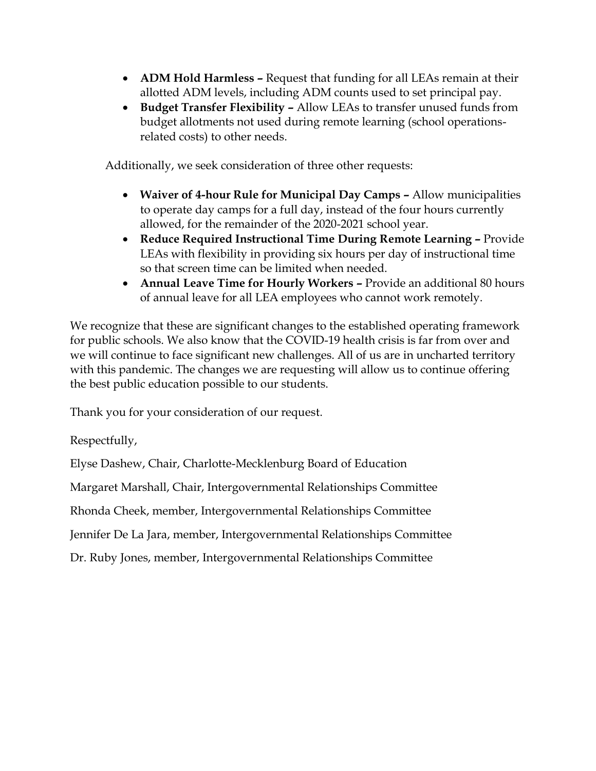- **ADM Hold Harmless –** Request that funding for all LEAs remain at their allotted ADM levels, including ADM counts used to set principal pay.
- **Budget Transfer Flexibility –** Allow LEAs to transfer unused funds from budget allotments not used during remote learning (school operations-related costs) to other needs.

Additionally, we seek consideration of three other requests:

- **Waiver of 4-hour Rule for Municipal Day Camps –** Allow municipalities to operate day camps for a full day, instead of the four hours currently allowed, for the remainder of the 2020-2021 school year.
- **Reduce Required Instructional Time During Remote Learning –** Provide LEAs with flexibility in providing six hours per day of instructional time so that screen time can be limited when needed.
- **Annual Leave Time for Hourly Workers –** Provide an additional 80 hours of annual leave for all LEA employees who cannot work remotely.

We recognize that these are significant changes to the established operating framework for public schools. We also know that the COVID-19 health crisis is far from over and we will continue to face significant new challenges. All of us are in uncharted territory with this pandemic. The changes we are requesting will allow us to continue offering the best public education possible to our students.

Thank you for your consideration of our request.

Respectfully,

Elyse Dashew, Chair, Charlotte-Mecklenburg Board of Education

Margaret Marshall, Chair, Intergovernmental Relationships Committee

Rhonda Cheek, member, Intergovernmental Relationships Committee

Jennifer De La Jara, member, Intergovernmental Relationships Committee

Dr. Ruby Jones, member, Intergovernmental Relationships Committee